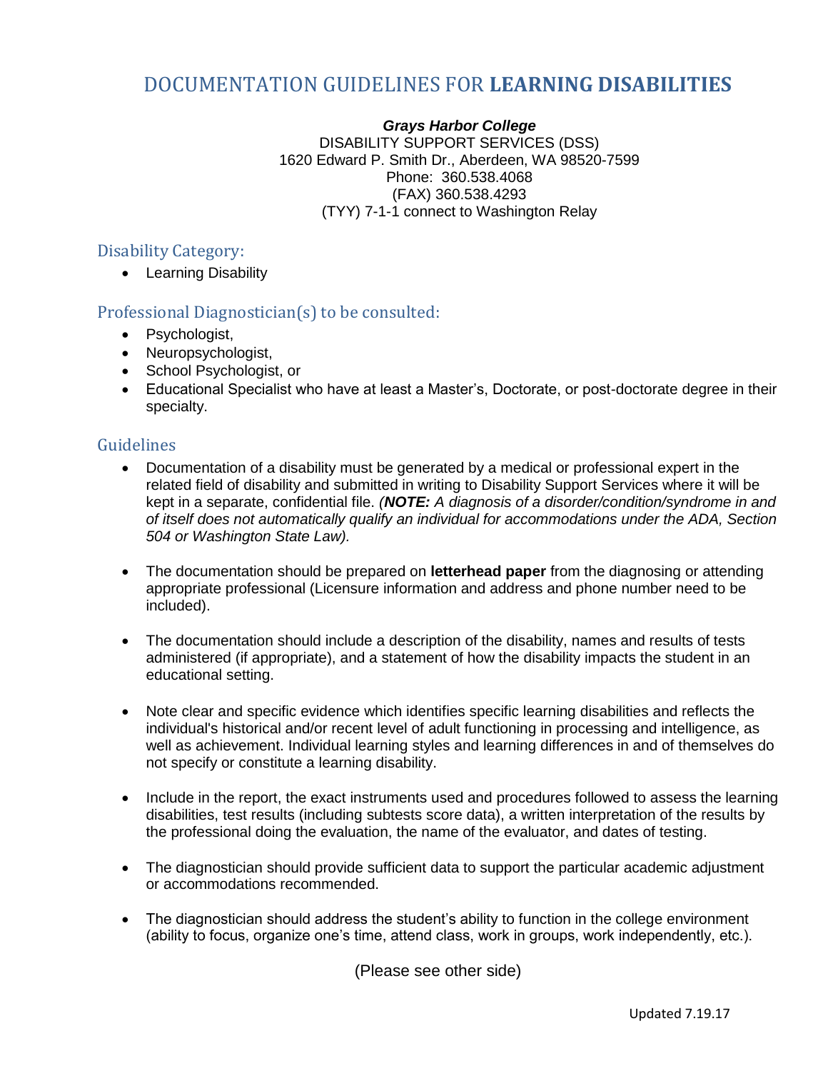# DOCUMENTATION GUIDELINES FOR **LEARNING DISABILITIES**

***Grays Harbor College***
DISABILITY SUPPORT SERVICES (DSS)
1620 Edward P. Smith Dr., Aberdeen, WA 98520-7599
Phone: 360.538.4068
(FAX) 360.538.4293
(TYY) 7-1-1 connect to Washington Relay

## Disability Category:

- Learning Disability

## Professional Diagnostician(s) to be consulted:

- Psychologist,
- Neuropsychologist,
- School Psychologist, or
- Educational Specialist who have at least a Master's, Doctorate, or post-doctorate degree in their specialty.

## Guidelines

- Documentation of a disability must be generated by a medical or professional expert in the related field of disability and submitted in writing to Disability Support Services where it will be kept in a separate, confidential file. *(**NOTE:** A diagnosis of a disorder/condition/syndrome in and of itself does not automatically qualify an individual for accommodations under the ADA, Section 504 or Washington State Law).*

- The documentation should be prepared on **letterhead paper** from the diagnosing or attending appropriate professional (Licensure information and address and phone number need to be included).

- The documentation should include a description of the disability, names and results of tests administered (if appropriate), and a statement of how the disability impacts the student in an educational setting.

- Note clear and specific evidence which identifies specific learning disabilities and reflects the individual's historical and/or recent level of adult functioning in processing and intelligence, as well as achievement. Individual learning styles and learning differences in and of themselves do not specify or constitute a learning disability.

- Include in the report, the exact instruments used and procedures followed to assess the learning disabilities, test results (including subtests score data), a written interpretation of the results by the professional doing the evaluation, the name of the evaluator, and dates of testing.

- The diagnostician should provide sufficient data to support the particular academic adjustment or accommodations recommended.

- The diagnostician should address the student's ability to function in the college environment (ability to focus, organize one's time, attend class, work in groups, work independently, etc.).

(Please see other side)

Updated 7.19.17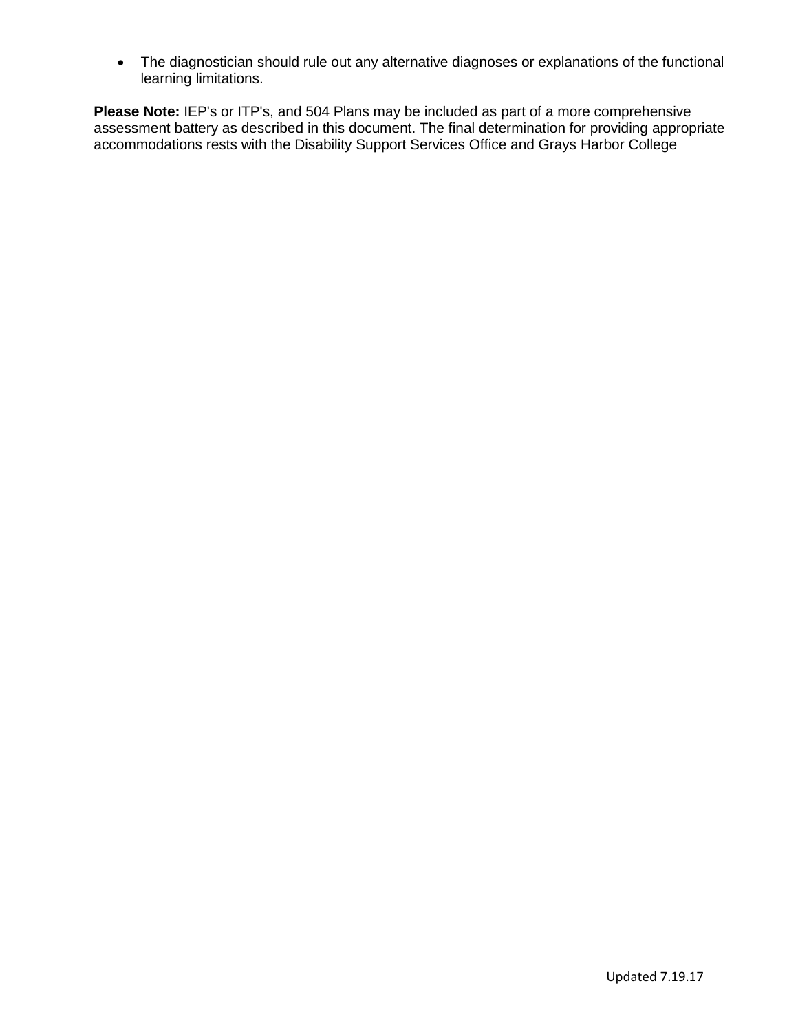- The diagnostician should rule out any alternative diagnoses or explanations of the functional learning limitations.

**Please Note:** IEP's or ITP's, and 504 Plans may be included as part of a more comprehensive assessment battery as described in this document. The final determination for providing appropriate accommodations rests with the Disability Support Services Office and Grays Harbor College

Updated 7.19.17